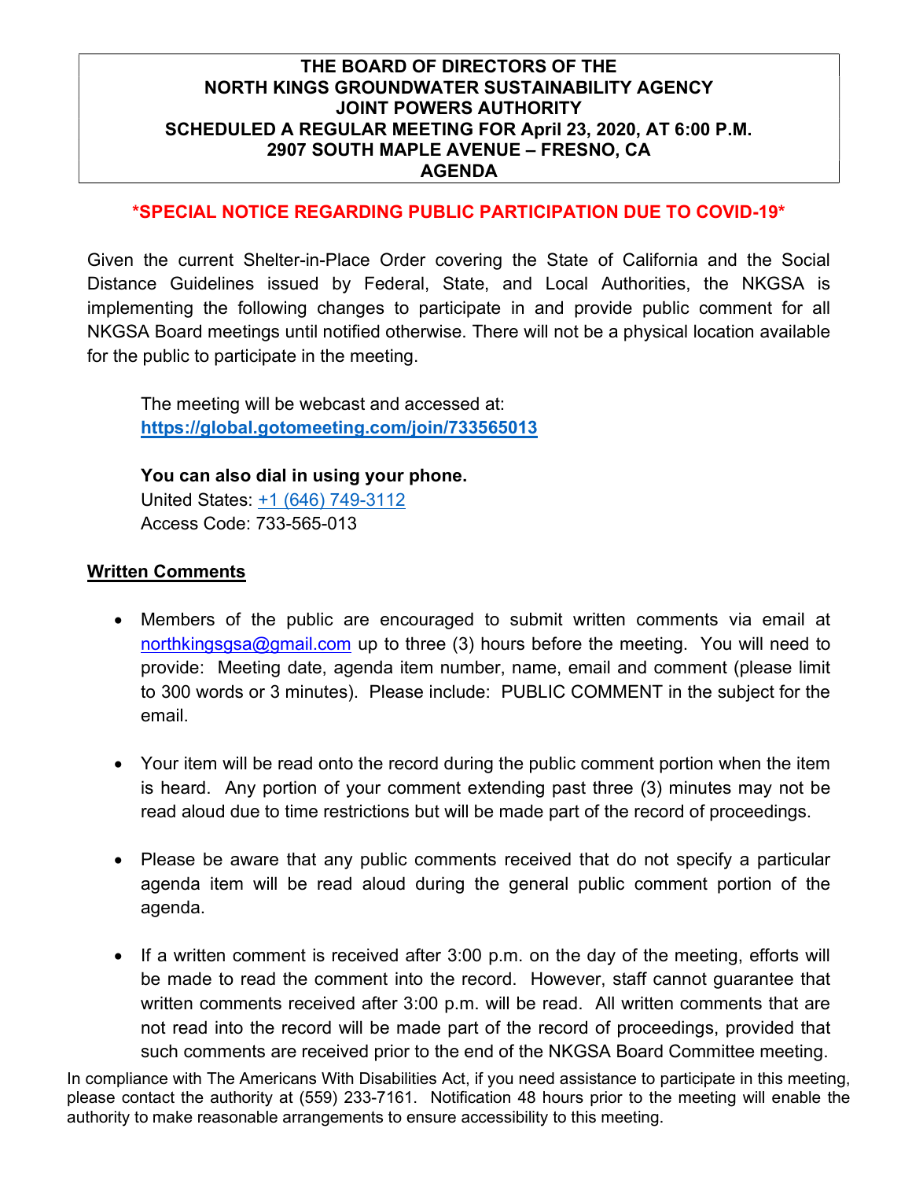# THE BOARD OF DIRECTORS OF THE NORTH KINGS GROUNDWATER SUSTAINABILITY AGENCY JOINT POWERS AUTHORITY SCHEDULED A REGULAR MEETING FOR April 23, 2020, AT 6:00 P.M. 2907 SOUTH MAPLE AVENUE – FRESNO, CA AGENDA

**\*SPECIAL NOTICE REGARDING PUBLIC PARTICIPATION DUE TO COVID-19\***

Given the current Shelter-in-Place Order covering the State of California and the Social Distance Guidelines issued by Federal, State, and Local Authorities, the NKGSA is implementing the following changes to participate in and provide public comment for all NKGSA Board meetings until notified otherwise. There will not be a physical location available for the public to participate in the meeting.

The meeting will be webcast and accessed at:
**https://global.gotomeeting.com/join/733565013**

**You can also dial in using your phone.**
United States: +1 (646) 749-3112
Access Code: 733-565-013

## Written Comments

- Members of the public are encouraged to submit written comments via email at northkingsgsa@gmail.com up to three (3) hours before the meeting. You will need to provide: Meeting date, agenda item number, name, email and comment (please limit to 300 words or 3 minutes). Please include: PUBLIC COMMENT in the subject for the email.

- Your item will be read onto the record during the public comment portion when the item is heard. Any portion of your comment extending past three (3) minutes may not be read aloud due to time restrictions but will be made part of the record of proceedings.

- Please be aware that any public comments received that do not specify a particular agenda item will be read aloud during the general public comment portion of the agenda.

- If a written comment is received after 3:00 p.m. on the day of the meeting, efforts will be made to read the comment into the record. However, staff cannot guarantee that written comments received after 3:00 p.m. will be read. All written comments that are not read into the record will be made part of the record of proceedings, provided that such comments are received prior to the end of the NKGSA Board Committee meeting.

In compliance with The Americans With Disabilities Act, if you need assistance to participate in this meeting, please contact the authority at (559) 233-7161. Notification 48 hours prior to the meeting will enable the authority to make reasonable arrangements to ensure accessibility to this meeting.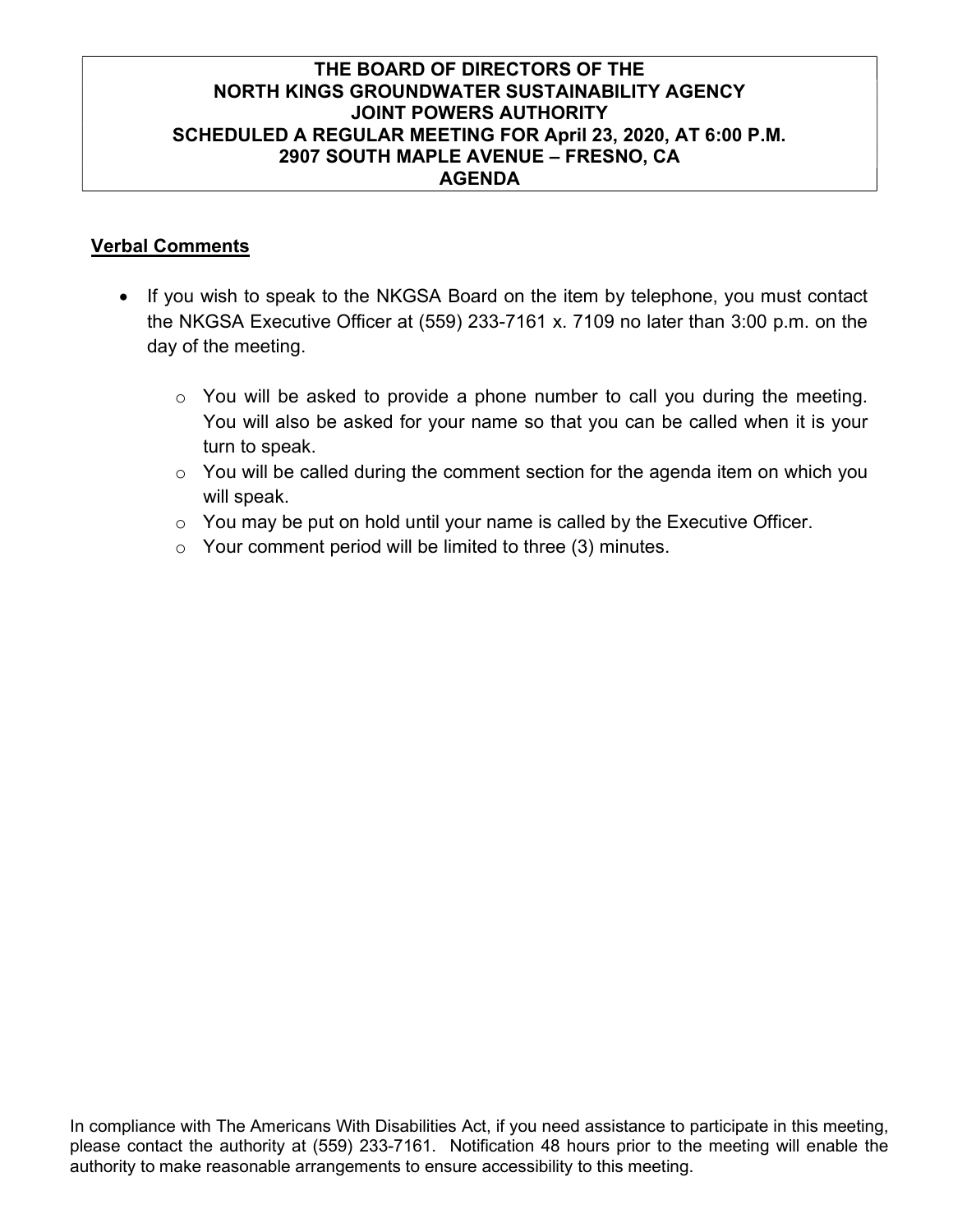**THE BOARD OF DIRECTORS OF THE**
**NORTH KINGS GROUNDWATER SUSTAINABILITY AGENCY**
**JOINT POWERS AUTHORITY**
**SCHEDULED A REGULAR MEETING FOR April 23, 2020, AT 6:00 P.M.**
**2907 SOUTH MAPLE AVENUE – FRESNO, CA**
**AGENDA**

## Verbal Comments

- If you wish to speak to the NKGSA Board on the item by telephone, you must contact the NKGSA Executive Officer at (559) 233-7161 x. 7109 no later than 3:00 p.m. on the day of the meeting.
  - You will be asked to provide a phone number to call you during the meeting. You will also be asked for your name so that you can be called when it is your turn to speak.
  - You will be called during the comment section for the agenda item on which you will speak.
  - You may be put on hold until your name is called by the Executive Officer.
  - Your comment period will be limited to three (3) minutes.

In compliance with The Americans With Disabilities Act, if you need assistance to participate in this meeting, please contact the authority at (559) 233-7161. Notification 48 hours prior to the meeting will enable the authority to make reasonable arrangements to ensure accessibility to this meeting.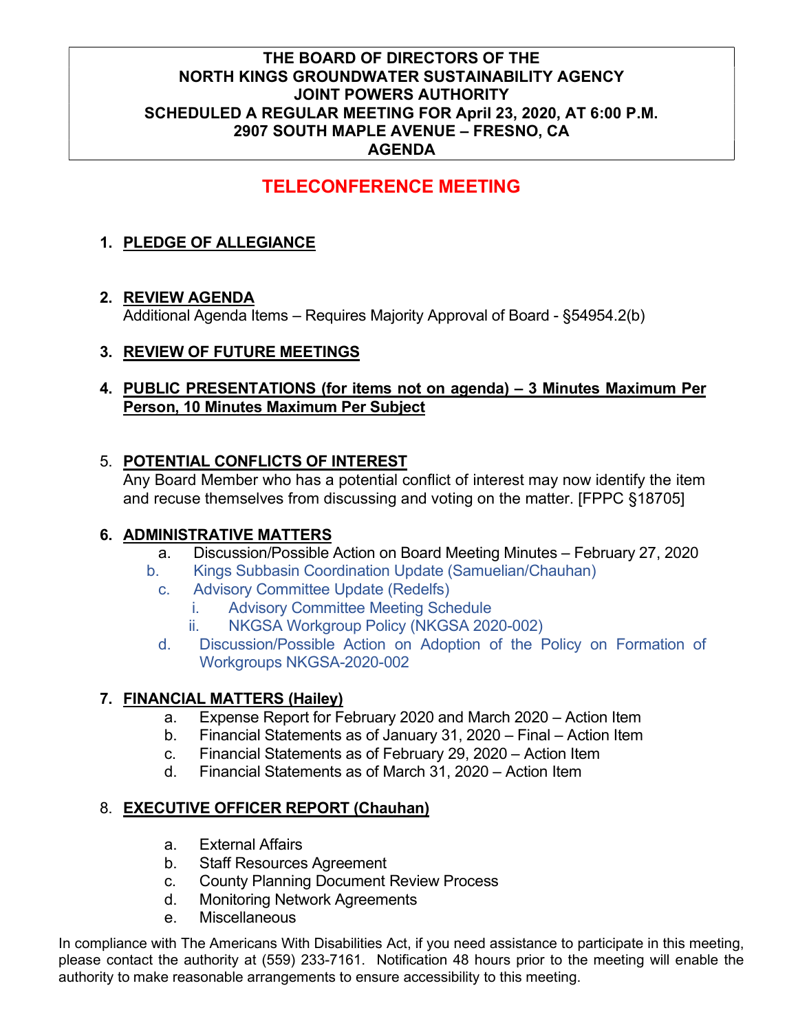**THE BOARD OF DIRECTORS OF THE**
**NORTH KINGS GROUNDWATER SUSTAINABILITY AGENCY**
**JOINT POWERS AUTHORITY**
**SCHEDULED A REGULAR MEETING FOR April 23, 2020, AT 6:00 P.M.**
**2907 SOUTH MAPLE AVENUE – FRESNO, CA**
**AGENDA**

# TELECONFERENCE MEETING

1. **PLEDGE OF ALLEGIANCE**

2. **REVIEW AGENDA**
   Additional Agenda Items – Requires Majority Approval of Board - §54954.2(b)

3. **REVIEW OF FUTURE MEETINGS**

4. **PUBLIC PRESENTATIONS (for items not on agenda) – 3 Minutes Maximum Per Person, 10 Minutes Maximum Per Subject**

5. **POTENTIAL CONFLICTS OF INTEREST**
   Any Board Member who has a potential conflict of interest may now identify the item and recuse themselves from discussing and voting on the matter. [FPPC §18705]

6. **ADMINISTRATIVE MATTERS**
   a. Discussion/Possible Action on Board Meeting Minutes – February 27, 2020
   b. Kings Subbasin Coordination Update (Samuelian/Chauhan)
   c. Advisory Committee Update (Redelfs)
      i. Advisory Committee Meeting Schedule
      ii. NKGSA Workgroup Policy (NKGSA 2020-002)
   d. Discussion/Possible Action on Adoption of the Policy on Formation of Workgroups NKGSA-2020-002

7. **FINANCIAL MATTERS (Hailey)**
   a. Expense Report for February 2020 and March 2020 – Action Item
   b. Financial Statements as of January 31, 2020 – Final – Action Item
   c. Financial Statements as of February 29, 2020 – Action Item
   d. Financial Statements as of March 31, 2020 – Action Item

8. **EXECUTIVE OFFICER REPORT (Chauhan)**
   a. External Affairs
   b. Staff Resources Agreement
   c. County Planning Document Review Process
   d. Monitoring Network Agreements
   e. Miscellaneous

In compliance with The Americans With Disabilities Act, if you need assistance to participate in this meeting, please contact the authority at (559) 233-7161. Notification 48 hours prior to the meeting will enable the authority to make reasonable arrangements to ensure accessibility to this meeting.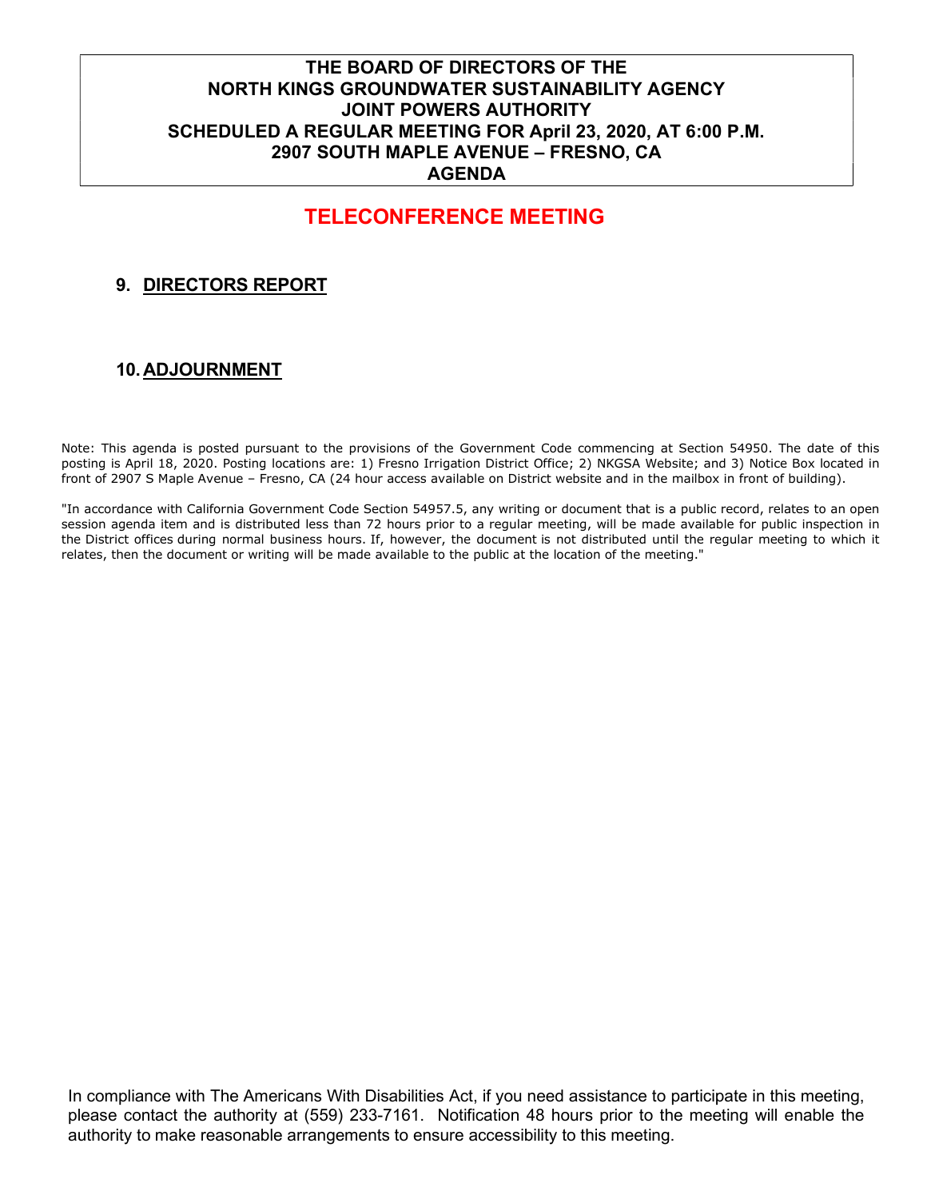**THE BOARD OF DIRECTORS OF THE**
**NORTH KINGS GROUNDWATER SUSTAINABILITY AGENCY**
**JOINT POWERS AUTHORITY**
**SCHEDULED A REGULAR MEETING FOR April 23, 2020, AT 6:00 P.M.**
**2907 SOUTH MAPLE AVENUE – FRESNO, CA**
**AGENDA**

## TELECONFERENCE MEETING

### 9. DIRECTORS REPORT

### 10. ADJOURNMENT

Note: This agenda is posted pursuant to the provisions of the Government Code commencing at Section 54950. The date of this posting is April 18, 2020. Posting locations are: 1) Fresno Irrigation District Office; 2) NKGSA Website; and 3) Notice Box located in front of 2907 S Maple Avenue – Fresno, CA (24 hour access available on District website and in the mailbox in front of building).

"In accordance with California Government Code Section 54957.5, any writing or document that is a public record, relates to an open session agenda item and is distributed less than 72 hours prior to a regular meeting, will be made available for public inspection in the District offices during normal business hours. If, however, the document is not distributed until the regular meeting to which it relates, then the document or writing will be made available to the public at the location of the meeting."

In compliance with The Americans With Disabilities Act, if you need assistance to participate in this meeting, please contact the authority at (559) 233-7161. Notification 48 hours prior to the meeting will enable the authority to make reasonable arrangements to ensure accessibility to this meeting.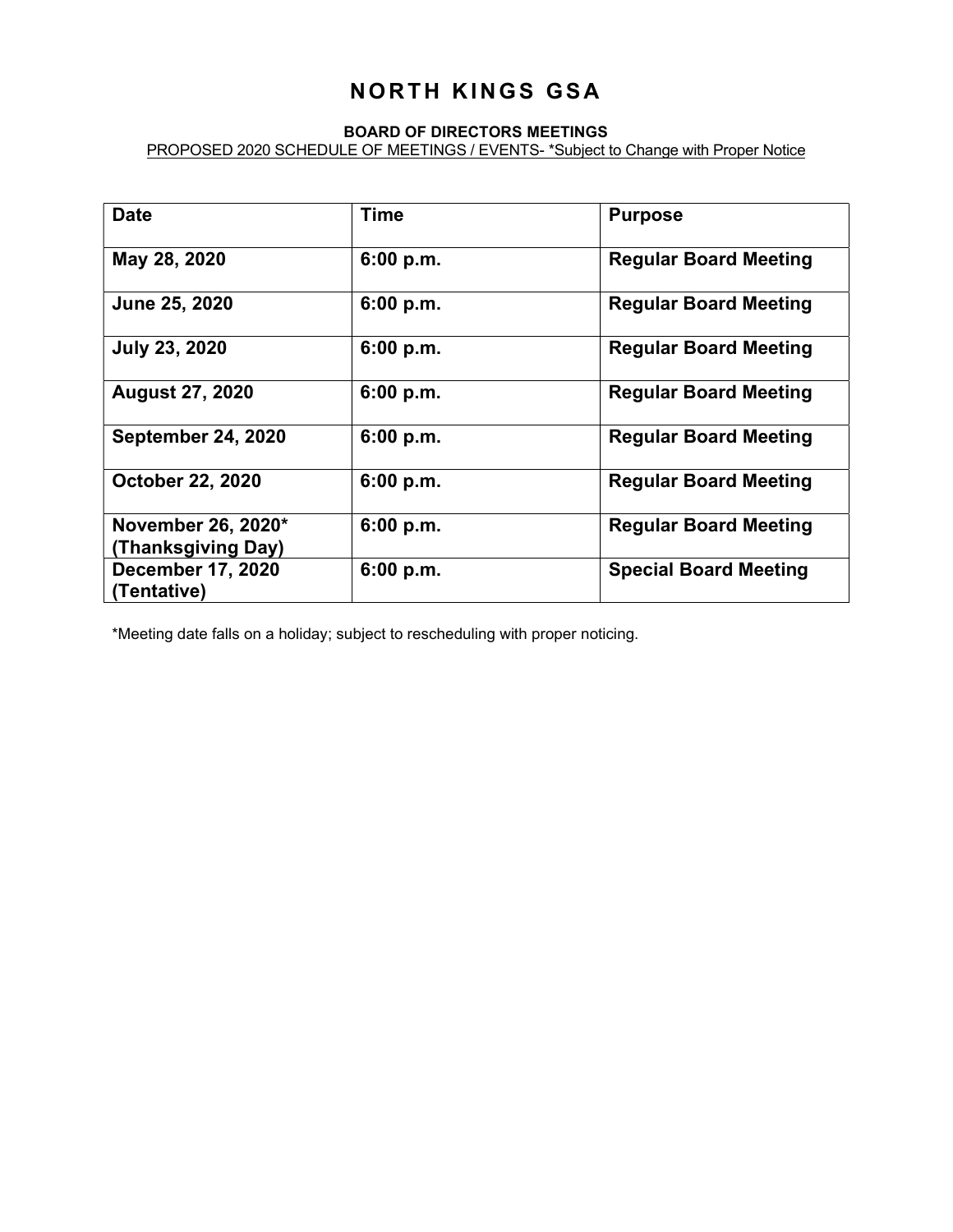# NORTH KINGS GSA

**BOARD OF DIRECTORS MEETINGS**

PROPOSED 2020 SCHEDULE OF MEETINGS / EVENTS- *Subject to Change with Proper Notice

| Date | Time | Purpose |
|---|---|---|
| **May 28, 2020** | **6:00 p.m.** | **Regular Board Meeting** |
| **June 25, 2020** | **6:00 p.m.** | **Regular Board Meeting** |
| **July 23, 2020** | **6:00 p.m.** | **Regular Board Meeting** |
| **August 27, 2020** | **6:00 p.m.** | **Regular Board Meeting** |
| **September 24, 2020** | **6:00 p.m.** | **Regular Board Meeting** |
| **October 22, 2020** | **6:00 p.m.** | **Regular Board Meeting** |
| **November 26, 2020* (Thanksgiving Day)** | **6:00 p.m.** | **Regular Board Meeting** |
| **December 17, 2020 (Tentative)** | **6:00 p.m.** | **Special Board Meeting** |

*Meeting date falls on a holiday; subject to rescheduling with proper noticing.